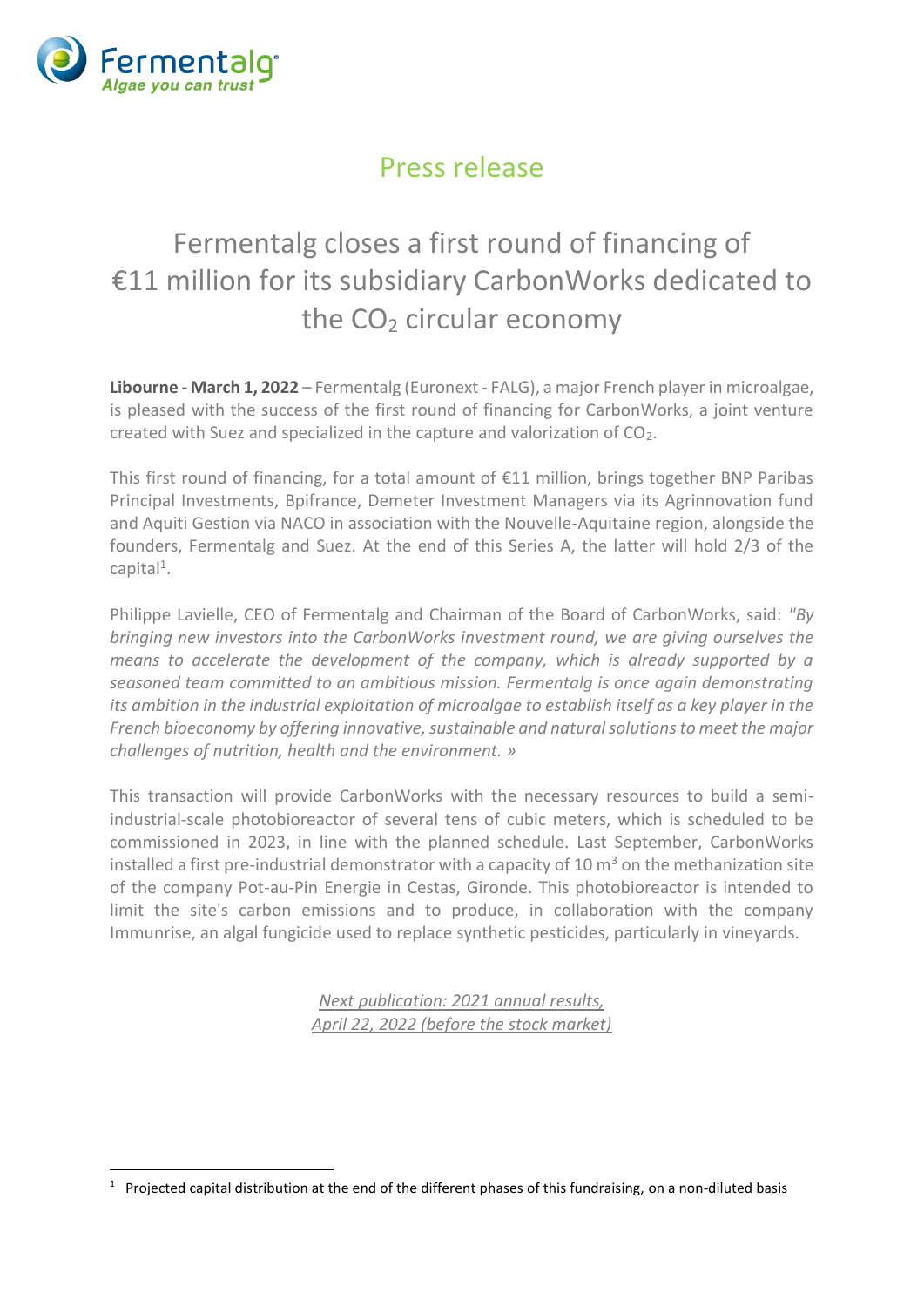Fermentalg
Algae you can trust

## Press release

# Fermentalg closes a first round of financing of €11 million for its subsidiary CarbonWorks dedicated to the $CO_2$ circular economy

**Libourne - March 1, 2022** – Fermentalg (Euronext - FALG), a major French player in microalgae, is pleased with the success of the first round of financing for CarbonWorks, a joint venture created with Suez and specialized in the capture and valorization of $CO_2$.

This first round of financing, for a total amount of €11 million, brings together BNP Paribas Principal Investments, Bpifrance, Demeter Investment Managers via its Agrinnovation fund and Aquiti Gestion via NACO in association with the Nouvelle-Aquitaine region, alongside the founders, Fermentalg and Suez. At the end of this Series A, the latter will hold 2/3 of the capital[1].

Philippe Lavielle, CEO of Fermentalg and Chairman of the Board of CarbonWorks, said: *"By bringing new investors into the CarbonWorks investment round, we are giving ourselves the means to accelerate the development of the company, which is already supported by a seasoned team committed to an ambitious mission. Fermentalg is once again demonstrating its ambition in the industrial exploitation of microalgae to establish itself as a key player in the French bioeconomy by offering innovative, sustainable and natural solutions to meet the major challenges of nutrition, health and the environment. »*

This transaction will provide CarbonWorks with the necessary resources to build a semi-industrial-scale photobioreactor of several tens of cubic meters, which is scheduled to be commissioned in 2023, in line with the planned schedule. Last September, CarbonWorks installed a first pre-industrial demonstrator with a capacity of 10 $m^3$ on the methanization site of the company Pot-au-Pin Energie in Cestas, Gironde. This photobioreactor is intended to limit the site's carbon emissions and to produce, in collaboration with the company Immunrise, an algal fungicide used to replace synthetic pesticides, particularly in vineyards.

*Next publication: 2021 annual results,*
*April 22, 2022 (before the stock market)*

[1] Projected capital distribution at the end of the different phases of this fundraising, on a non-diluted basis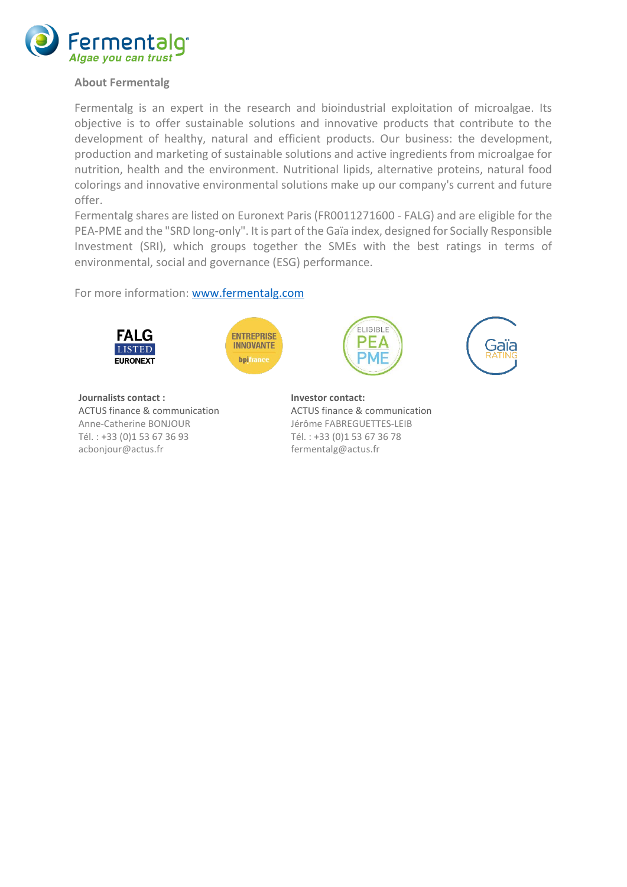## About Fermentalg

Fermentalg is an expert in the research and bioindustrial exploitation of microalgae. Its objective is to offer sustainable solutions and innovative products that contribute to the development of healthy, natural and efficient products. Our business: the development, production and marketing of sustainable solutions and active ingredients from microalgae for nutrition, health and the environment. Nutritional lipids, alternative proteins, natural food colorings and innovative environmental solutions make up our company's current and future offer.

Fermentalg shares are listed on Euronext Paris (FR0011271600 - FALG) and are eligible for the PEA-PME and the "SRD long-only". It is part of the Gaïa index, designed for Socially Responsible Investment (SRI), which groups together the SMEs with the best ratings in terms of environmental, social and governance (ESG) performance.

For more information: [www.fermentalg.com](http://www.fermentalg.com)

**Journalists contact :**
ACTUS finance & communication
Anne-Catherine BONJOUR
Tél. : +33 (0)1 53 67 36 93
acbonjour@actus.fr

**Investor contact:**
ACTUS finance & communication
Jérôme FABREGUETTES-LEIB
Tél. : +33 (0)1 53 67 36 78
fermentalg@actus.fr